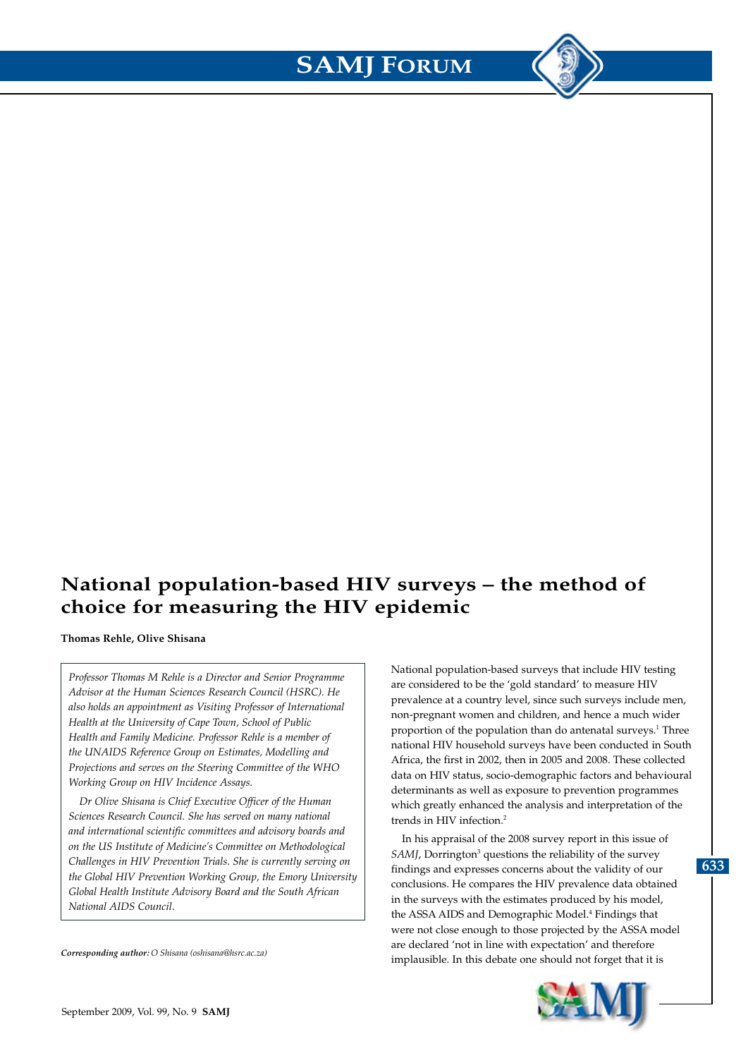# National population-based HIV surveys – the method of choice for measuring the HIV epidemic

**Thomas Rehle, Olive Shisana**

*Professor Thomas M Rehle is a Director and Senior Programme Advisor at the Human Sciences Research Council (HSRC). He also holds an appointment as Visiting Professor of International Health at the University of Cape Town, School of Public Health and Family Medicine. Professor Rehle is a member of the UNAIDS Reference Group on Estimates, Modelling and Projections and serves on the Steering Committee of the WHO Working Group on HIV Incidence Assays.*

*Dr Olive Shisana is Chief Executive Officer of the Human Sciences Research Council. She has served on many national and international scientific committees and advisory boards and on the US Institute of Medicine's Committee on Methodological Challenges in HIV Prevention Trials. She is currently serving on the Global HIV Prevention Working Group, the Emory University Global Health Institute Advisory Board and the South African National AIDS Council.*

***Corresponding author:*** *O Shisana (oshisana@hsrc.ac.za)*

National population-based surveys that include HIV testing are considered to be the 'gold standard' to measure HIV prevalence at a country level, since such surveys include men, non-pregnant women and children, and hence a much wider proportion of the population than do antenatal surveys.[1] Three national HIV household surveys have been conducted in South Africa, the first in 2002, then in 2005 and 2008. These collected data on HIV status, socio-demographic factors and behavioural determinants as well as exposure to prevention programmes which greatly enhanced the analysis and interpretation of the trends in HIV infection.[2]

In his appraisal of the 2008 survey report in this issue of *SAMJ*, Dorrington[3] questions the reliability of the survey findings and expresses concerns about the validity of our conclusions. He compares the HIV prevalence data obtained in the surveys with the estimates produced by his model, the ASSA AIDS and Demographic Model.[4] Findings that were not close enough to those projected by the ASSA model are declared 'not in line with expectation' and therefore implausible. In this debate one should not forget that it is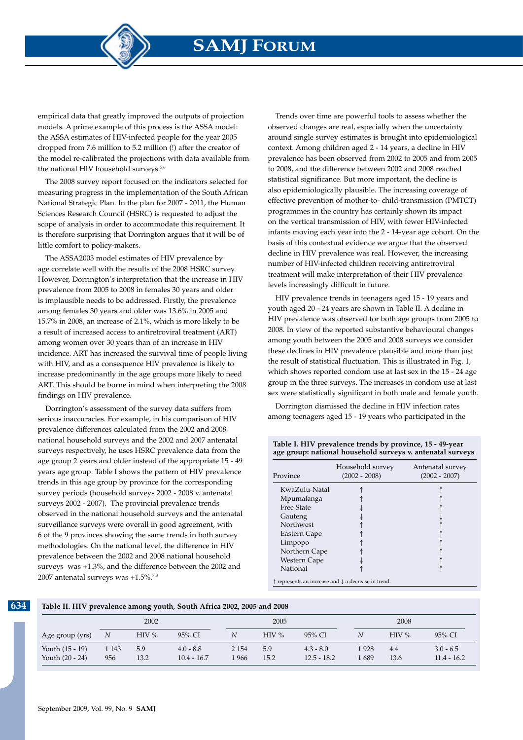empirical data that greatly improved the outputs of projection models. A prime example of this process is the ASSA model: the ASSA estimates of HIV-infected people for the year 2005 dropped from 7.6 million to 5.2 million (!) after the creator of the model re-calibrated the projections with data available from the national HIV household surveys.[5,6]

The 2008 survey report focused on the indicators selected for measuring progress in the implementation of the South African National Strategic Plan. In the plan for 2007 - 2011, the Human Sciences Research Council (HSRC) is requested to adjust the scope of analysis in order to accommodate this requirement. It is therefore surprising that Dorrington argues that it will be of little comfort to policy-makers.

The ASSA2003 model estimates of HIV prevalence by age correlate well with the results of the 2008 HSRC survey. However, Dorrington's interpretation that the increase in HIV prevalence from 2005 to 2008 in females 30 years and older is implausible needs to be addressed. Firstly, the prevalence among females 30 years and older was 13.6% in 2005 and 15.7% in 2008, an increase of 2.1%, which is more likely to be a result of increased access to antiretroviral treatment (ART) among women over 30 years than of an increase in HIV incidence. ART has increased the survival time of people living with HIV, and as a consequence HIV prevalence is likely to increase predominantly in the age groups more likely to need ART. This should be borne in mind when interpreting the 2008 findings on HIV prevalence.

Dorrington's assessment of the survey data suffers from serious inaccuracies. For example, in his comparison of HIV prevalence differences calculated from the 2002 and 2008 national household surveys and the 2002 and 2007 antenatal surveys respectively, he uses HSRC prevalence data from the age group 2 years and older instead of the appropriate 15 - 49 years age group. Table I shows the pattern of HIV prevalence trends in this age group by province for the corresponding survey periods (household surveys 2002 - 2008 v. antenatal surveys 2002 - 2007). The provincial prevalence trends observed in the national household surveys and the antenatal surveillance surveys were overall in good agreement, with 6 of the 9 provinces showing the same trends in both survey methodologies. On the national level, the difference in HIV prevalence between the 2002 and 2008 national household surveys was +1.3%, and the difference between the 2002 and 2007 antenatal surveys was +1.5%.[7,8]

Trends over time are powerful tools to assess whether the observed changes are real, especially when the uncertainty around single survey estimates is brought into epidemiological context. Among children aged 2 - 14 years, a decline in HIV prevalence has been observed from 2002 to 2005 and from 2005 to 2008, and the difference between 2002 and 2008 reached statistical significance. But more important, the decline is also epidemiologically plausible. The increasing coverage of effective prevention of mother-to- child-transmission (PMTCT) programmes in the country has certainly shown its impact on the vertical transmission of HIV, with fewer HIV-infected infants moving each year into the 2 - 14-year age cohort. On the basis of this contextual evidence we argue that the observed decline in HIV prevalence was real. However, the increasing number of HIV-infected children receiving antiretroviral treatment will make interpretation of their HIV prevalence levels increasingly difficult in future.

HIV prevalence trends in teenagers aged 15 - 19 years and youth aged 20 - 24 years are shown in Table II. A decline in HIV prevalence was observed for both age groups from 2005 to 2008. In view of the reported substantive behavioural changes among youth between the 2005 and 2008 surveys we consider these declines in HIV prevalence plausible and more than just the result of statistical fluctuation. This is illustrated in Fig. 1, which shows reported condom use at last sex in the 15 - 24 age group in the three surveys. The increases in condom use at last sex were statistically significant in both male and female youth.

Dorrington dismissed the decline in HIV infection rates among teenagers aged 15 - 19 years who participated in the

**Table I. HIV prevalence trends by province, 15 - 49-year age group: national household surveys v. antenatal surveys**

| Province | Household survey (2002 - 2008) | Antenatal survey (2002 - 2007) |
|---|---|---|
| KwaZulu-Natal | ↑ | ↑ |
| Mpumalanga | ↑ | ↑ |
| Free State | ↓ | ↑ |
| Gauteng | ↓ | ↓ |
| Northwest | ↑ | ↑ |
| Eastern Cape | ↑ | ↑ |
| Limpopo | ↑ | ↑ |
| Northern Cape | ↑ | ↑ |
| Western Cape | ↓ | ↑ |
| National | ↑ | ↑ |

↑ represents an increase and ↓ a decrease in trend.

**Table II. HIV prevalence among youth, South Africa 2002, 2005 and 2008**

| | 2002 | | | 2005 | | | 2008 | | |
|---|---|---|---|---|---|---|---|---|---|
| Age group (yrs) | *N* | HIV % | 95% CI | *N* | HIV % | 95% CI | *N* | HIV % | 95% CI |
| Youth (15 - 19) | 1 143 | 5.9 | 4.0 - 8.8 | 2 154 | 5.9 | 4.3 - 8.0 | 1 928 | 4.4 | 3.0 - 6.5 |
| Youth (20 - 24) | 956 | 13.2 | 10.4 - 16.7 | 1 966 | 15.2 | 12.5 - 18.2 | 1 689 | 13.6 | 11.4 - 16.2 |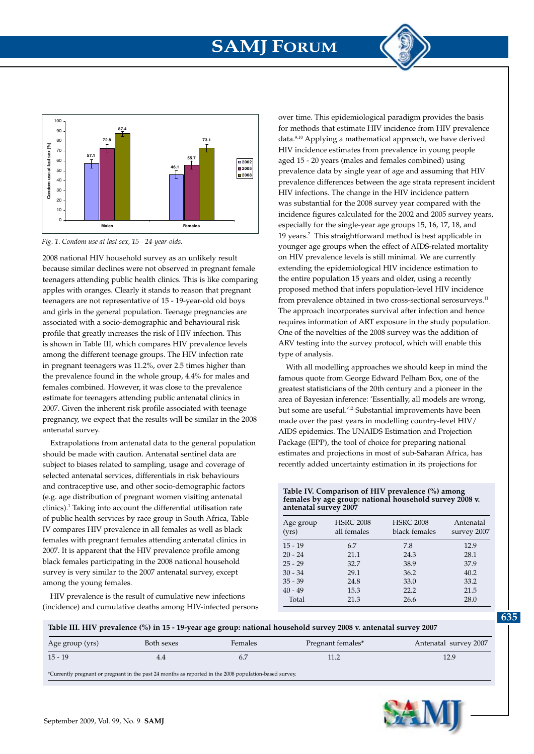Fig. 1. *Condom use at last sex, 15 - 24-year-olds.*

2008 national HIV household survey as an unlikely result because similar declines were not observed in pregnant female teenagers attending public health clinics. This is like comparing apples with oranges. Clearly it stands to reason that pregnant teenagers are not representative of 15 - 19-year-old old boys and girls in the general population. Teenage pregnancies are associated with a socio-demographic and behavioural risk profile that greatly increases the risk of HIV infection. This is shown in Table III, which compares HIV prevalence levels among the different teenage groups. The HIV infection rate in pregnant teenagers was 11.2%, over 2.5 times higher than the prevalence found in the whole group, 4.4% for males and females combined. However, it was close to the prevalence estimate for teenagers attending public antenatal clinics in 2007. Given the inherent risk profile associated with teenage pregnancy, we expect that the results will be similar in the 2008 antenatal survey.

Extrapolations from antenatal data to the general population should be made with caution. Antenatal sentinel data are subject to biases related to sampling, usage and coverage of selected antenatal services, differentials in risk behaviours and contraceptive use, and other socio-demographic factors (e.g. age distribution of pregnant women visiting antenatal clinics).[1] Taking into account the differential utilisation rate of public health services by race group in South Africa, Table IV compares HIV prevalence in all females as well as black females with pregnant females attending antenatal clinics in 2007. It is apparent that the HIV prevalence profile among black females participating in the 2008 national household survey is very similar to the 2007 antenatal survey, except among the young females.

HIV prevalence is the result of cumulative new infections (incidence) and cumulative deaths among HIV-infected persons over time. This epidemiological paradigm provides the basis for methods that estimate HIV incidence from HIV prevalence data.[9,10] Applying a mathematical approach, we have derived HIV incidence estimates from prevalence in young people aged 15 - 20 years (males and females combined) using prevalence data by single year of age and assuming that HIV prevalence differences between the age strata represent incident HIV infections. The change in the HIV incidence pattern was substantial for the 2008 survey year compared with the incidence figures calculated for the 2002 and 2005 survey years, especially for the single-year age groups 15, 16, 17, 18, and 19 years.[2] This straightforward method is best applicable in younger age groups when the effect of AIDS-related mortality on HIV prevalence levels is still minimal. We are currently extending the epidemiological HIV incidence estimation to the entire population 15 years and older, using a recently proposed method that infers population-level HIV incidence from prevalence obtained in two cross-sectional serosurveys.[11] The approach incorporates survival after infection and hence requires information of ART exposure in the study population. One of the novelties of the 2008 survey was the addition of ARV testing into the survey protocol, which will enable this type of analysis.

With all modelling approaches we should keep in mind the famous quote from George Edward Pelham Box, one of the greatest statisticians of the 20th century and a pioneer in the area of Bayesian inference: 'Essentially, all models are wrong, but some are useful.'[12] Substantial improvements have been made over the past years in modelling country-level HIV/AIDS epidemics. The UNAIDS Estimation and Projection Package (EPP), the tool of choice for preparing national estimates and projections in most of sub-Saharan Africa, has recently added uncertainty estimation in its projections for

**Table IV. Comparison of HIV prevalence (%) among females by age group: national household survey 2008 v. antenatal survey 2007**

| Age group (yrs) | HSRC 2008 all females | HSRC 2008 black females | Antenatal survey 2007 |
|---|---|---|---|
| 15 - 19 | 6.7 | 7.8 | 12.9 |
| 20 - 24 | 21.1 | 24.3 | 28.1 |
| 25 - 29 | 32.7 | 38.9 | 37.9 |
| 30 - 34 | 29.1 | 36.2 | 40.2 |
| 35 - 39 | 24.8 | 33.0 | 33.2 |
| 40 - 49 | 15.3 | 22.2 | 21.5 |
| Total | 21.3 | 26.6 | 28.0 |

**Table III. HIV prevalence (%) in 15 - 19-year age group: national household survey 2008 v. antenatal survey 2007**

| Age group (yrs) | Both sexes | Females | Pregnant females* | Antenatal survey 2007 |
|---|---|---|---|---|
| 15 - 19 | 4.4 | 6.7 | 11.2 | 12.9 |

*Currently pregnant or pregnant in the past 24 months as reported in the 2008 population-based survey.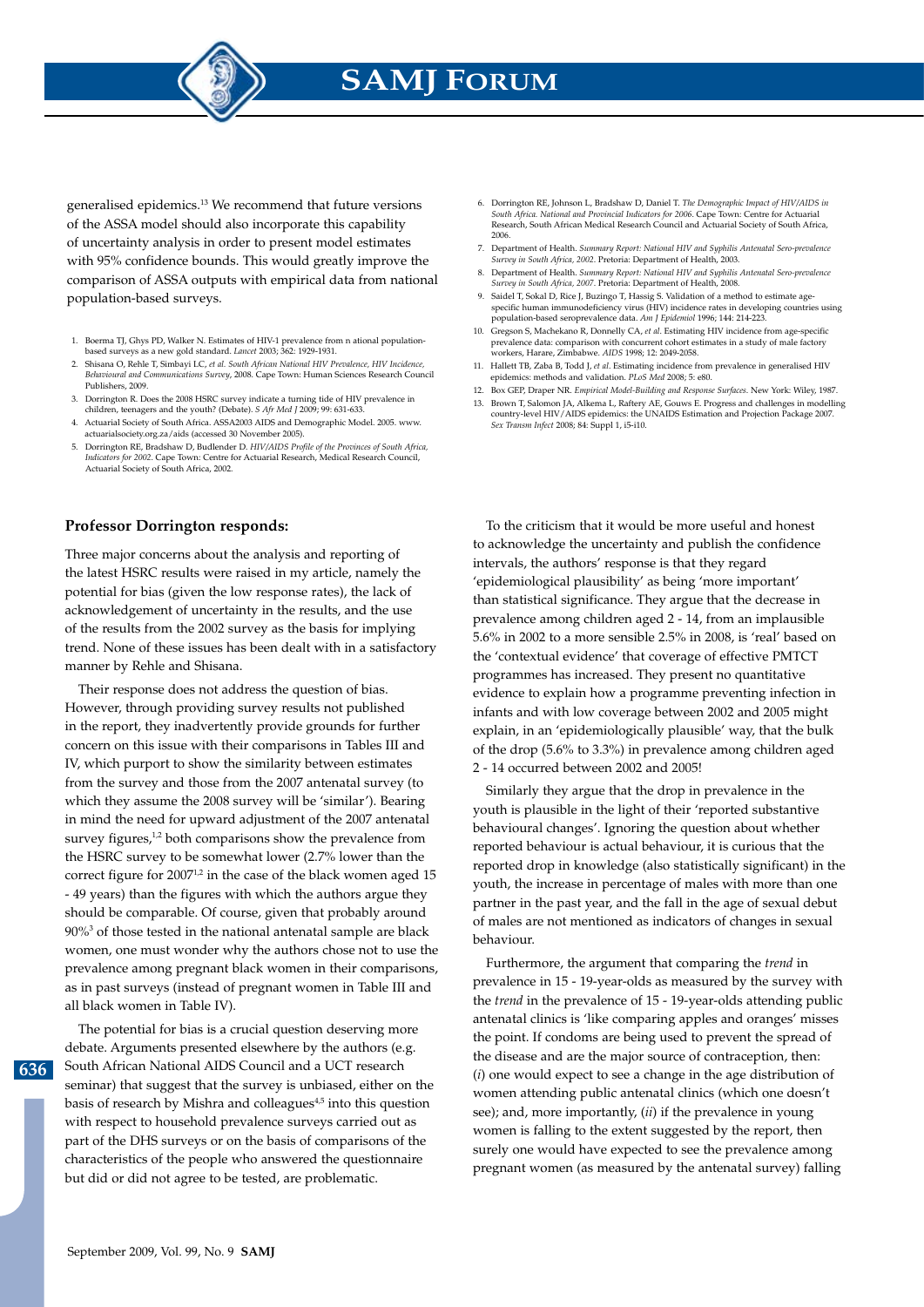generalised epidemics.[13] We recommend that future versions of the ASSA model should also incorporate this capability of uncertainty analysis in order to present model estimates with 95% confidence bounds. This would greatly improve the comparison of ASSA outputs with empirical data from national population-based surveys.

1. Boerma TJ, Ghys PD, Walker N. Estimates of HIV-1 prevalence from n ational population-based surveys as a new gold standard. *Lancet* 2003; 362: 1929-1931.
2. Shisana O, Rehle T, Simbayi LC, *et al. South African National HIV Prevalence, HIV Incidence, Behavioural and Communications Survey*, 2008. Cape Town: Human Sciences Research Council Publishers, 2009.
3. Dorrington R. Does the 2008 HSRC survey indicate a turning tide of HIV prevalence in children, teenagers and the youth? (Debate). *S Afr Med J* 2009; 99: 631-633.
4. Actuarial Society of South Africa. ASSA2003 AIDS and Demographic Model. 2005. www.actuarialsociety.org.za/aids (accessed 30 November 2005).
5. Dorrington RE, Bradshaw D, Budlender D. *HIV/AIDS Profile of the Provinces of South Africa, Indicators for 2002*. Cape Town: Centre for Actuarial Research, Medical Research Council, Actuarial Society of South Africa, 2002.
6. Dorrington RE, Johnson L, Bradshaw D, Daniel T. *The Demographic Impact of HIV/AIDS in South Africa. National and Provincial Indicators for 2006*. Cape Town: Centre for Actuarial Research, South African Medical Research Council and Actuarial Society of South Africa, 2006.
7. Department of Health. *Summary Report: National HIV and Syphilis Antenatal Sero-prevalence Survey in South Africa, 2002*. Pretoria: Department of Health, 2003.
8. Department of Health. *Summary Report: National HIV and Syphilis Antenatal Sero-prevalence Survey in South Africa, 2007*. Pretoria: Department of Health, 2008.
9. Saidel T, Sokal D, Rice J, Buzingo T, Hassig S. Validation of a method to estimate age-specific human immunodeficiency virus (HIV) incidence rates in developing countries using population-based seroprevalence data. *Am J Epidemiol* 1996; 144: 214-223.
10. Gregson S, Machekano R, Donnelly CA, *et al*. Estimating HIV incidence from age-specific prevalence data: comparison with concurrent cohort estimates in a study of male factory workers, Harare, Zimbabwe. *AIDS* 1998; 12: 2049-2058.
11. Hallett TB, Zaba B, Todd J, *et al*. Estimating incidence from prevalence in generalised HIV epidemics: methods and validation. *PLoS Med* 2008; 5: e80.
12. Box GEP, Draper NR. *Empirical Model-Building and Response Surfaces*. New York: Wiley, 1987.
13. Brown T, Salomon JA, Alkema L, Raftery AE, Gouws E. Progress and challenges in modelling country-level HIV/AIDS epidemics: the UNAIDS Estimation and Projection Package 2007. *Sex Transm Infect* 2008; 84: Suppl 1, i5-i10.

## Professor Dorrington responds:

Three major concerns about the analysis and reporting of the latest HSRC results were raised in my article, namely the potential for bias (given the low response rates), the lack of acknowledgement of uncertainty in the results, and the use of the results from the 2002 survey as the basis for implying trend. None of these issues has been dealt with in a satisfactory manner by Rehle and Shisana.

Their response does not address the question of bias. However, through providing survey results not published in the report, they inadvertently provide grounds for further concern on this issue with their comparisons in Tables III and IV, which purport to show the similarity between estimates from the survey and those from the 2007 antenatal survey (to which they assume the 2008 survey will be 'similar'). Bearing in mind the need for upward adjustment of the 2007 antenatal survey figures,[1,2] both comparisons show the prevalence from the HSRC survey to be somewhat lower (2.7% lower than the correct figure for 2007[1,2] in the case of the black women aged 15 - 49 years) than the figures with which the authors argue they should be comparable. Of course, given that probably around 90%[3] of those tested in the national antenatal sample are black women, one must wonder why the authors chose not to use the prevalence among pregnant black women in their comparisons, as in past surveys (instead of pregnant women in Table III and all black women in Table IV).

The potential for bias is a crucial question deserving more debate. Arguments presented elsewhere by the authors (e.g. South African National AIDS Council and a UCT research seminar) that suggest that the survey is unbiased, either on the basis of research by Mishra and colleagues[4,5] into this question with respect to household prevalence surveys carried out as part of the DHS surveys or on the basis of comparisons of the characteristics of the people who answered the questionnaire but did or did not agree to be tested, are problematic.

To the criticism that it would be more useful and honest to acknowledge the uncertainty and publish the confidence intervals, the authors' response is that they regard 'epidemiological plausibility' as being 'more important' than statistical significance. They argue that the decrease in prevalence among children aged 2 - 14, from an implausible 5.6% in 2002 to a more sensible 2.5% in 2008, is 'real' based on the 'contextual evidence' that coverage of effective PMTCT programmes has increased. They present no quantitative evidence to explain how a programme preventing infection in infants and with low coverage between 2002 and 2005 might explain, in an 'epidemiologically plausible' way, that the bulk of the drop (5.6% to 3.3%) in prevalence among children aged 2 - 14 occurred between 2002 and 2005!

Similarly they argue that the drop in prevalence in the youth is plausible in the light of their 'reported substantive behavioural changes'. Ignoring the question about whether reported behaviour is actual behaviour, it is curious that the reported drop in knowledge (also statistically significant) in the youth, the increase in percentage of males with more than one partner in the past year, and the fall in the age of sexual debut of males are not mentioned as indicators of changes in sexual behaviour.

Furthermore, the argument that comparing the *trend* in prevalence in 15 - 19-year-olds as measured by the survey with the *trend* in the prevalence of 15 - 19-year-olds attending public antenatal clinics is 'like comparing apples and oranges' misses the point. If condoms are being used to prevent the spread of the disease and are the major source of contraception, then: (*i*) one would expect to see a change in the age distribution of women attending public antenatal clinics (which one doesn't see); and, more importantly, (*ii*) if the prevalence in young women is falling to the extent suggested by the report, then surely one would have expected to see the prevalence among pregnant women (as measured by the antenatal survey) falling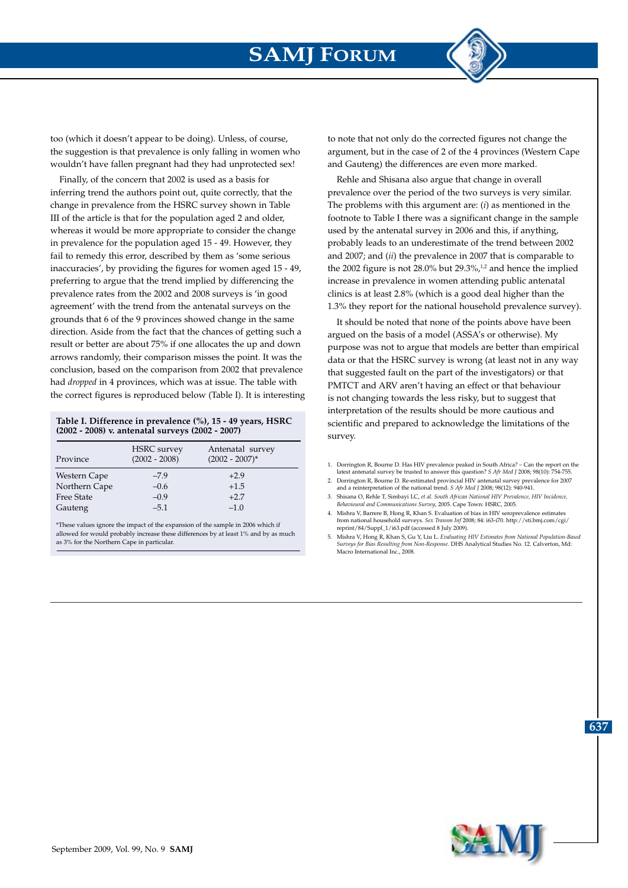too (which it doesn't appear to be doing). Unless, of course, the suggestion is that prevalence is only falling in women who wouldn't have fallen pregnant had they had unprotected sex!

Finally, of the concern that 2002 is used as a basis for inferring trend the authors point out, quite correctly, that the change in prevalence from the HSRC survey shown in Table III of the article is that for the population aged 2 and older, whereas it would be more appropriate to consider the change in prevalence for the population aged 15 - 49. However, they fail to remedy this error, described by them as 'some serious inaccuracies', by providing the figures for women aged 15 - 49, preferring to argue that the trend implied by differencing the prevalence rates from the 2002 and 2008 surveys is 'in good agreement' with the trend from the antenatal surveys on the grounds that 6 of the 9 provinces showed change in the same direction. Aside from the fact that the chances of getting such a result or better are about 75% if one allocates the up and down arrows randomly, their comparison misses the point. It was the conclusion, based on the comparison from 2002 that prevalence had *dropped* in 4 provinces, which was at issue. The table with the correct figures is reproduced below (Table I). It is interesting

**Table I. Difference in prevalence (%), 15 - 49 years, HSRC (2002 - 2008) v. antenatal surveys (2002 - 2007)**

| Province | HSRC survey (2002 - 2008) | Antenatal survey (2002 - 2007)* |
|---|---|---|
| Western Cape | –7.9 | +2.9 |
| Northern Cape | –0.6 | +1.5 |
| Free State | –0.9 | +2.7 |
| Gauteng | –5.1 | –1.0 |

*These values ignore the impact of the expansion of the sample in 2006 which if allowed for would probably increase these differences by at least 1% and by as much as 3% for the Northern Cape in particular.

to note that not only do the corrected figures not change the argument, but in the case of 2 of the 4 provinces (Western Cape and Gauteng) the differences are even more marked.

Rehle and Shisana also argue that change in overall prevalence over the period of the two surveys is very similar. The problems with this argument are: (*i*) as mentioned in the footnote to Table I there was a significant change in the sample used by the antenatal survey in 2006 and this, if anything, probably leads to an underestimate of the trend between 2002 and 2007; and (*ii*) the prevalence in 2007 that is comparable to the 2002 figure is not 28.0% but 29.3%,[1,2] and hence the implied increase in prevalence in women attending public antenatal clinics is at least 2.8% (which is a good deal higher than the 1.3% they report for the national household prevalence survey).

It should be noted that none of the points above have been argued on the basis of a model (ASSA's or otherwise). My purpose was not to argue that models are better than empirical data or that the HSRC survey is wrong (at least not in any way that suggested fault on the part of the investigators) or that PMTCT and ARV aren't having an effect or that behaviour is not changing towards the less risky, but to suggest that interpretation of the results should be more cautious and scientific and prepared to acknowledge the limitations of the survey.

1. Dorrington R, Bourne D. Has HIV prevalence peaked in South Africa? – Can the report on the latest antenatal survey be trusted to answer this question? *S Afr Med J* 2008; 98(10): 754-755.
2. Dorrington R, Bourne D. Re-estimated provincial HIV antenatal survey prevalence for 2007 and a reinterpretation of the national trend. *S Afr Med J* 2008; 98(12): 940-941.
3. Shisana O, Rehle T, Simbayi LC, *et al*. *South African National HIV Prevalence, HIV Incidence, Behavioural and Communications Survey*, 2005. Cape Town: HSRC, 2005.
4. Mishra V, Barrere B, Hong R, Khan S. Evaluation of bias in HIV seroprevalence estimates from national household surveys. *Sex Transm Inf* 2008; 84: i63-i70. http://sti.bmj.com/cgi/reprint/84/Suppl_1/i63.pdf (accessed 8 July 2009).
5. Mishra V, Hong R, Khan S, Gu Y, Liu L. *Evaluating HIV Estimates from National Population-Based Surveys for Bias Resulting from Non-Response*. DHS Analytical Studies No. 12. Calverton, Md: Macro International Inc., 2008.